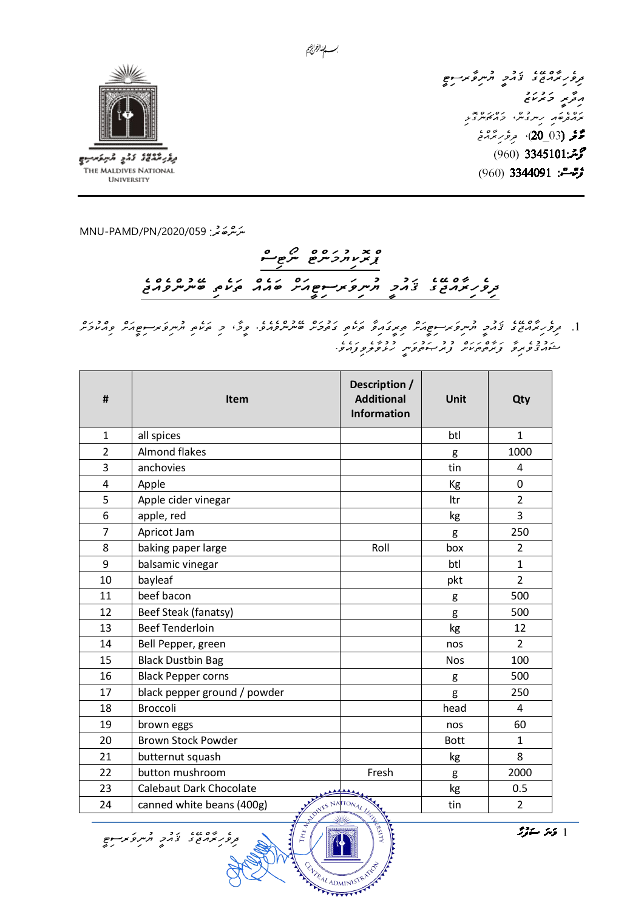ބިސްމިﷲ الرحمن الرحيم

ދިވެހިރާއްޖޭގެ ޤައުމީ ޔުނިވަރސިޓީ
އިދާރީ މަރުކަޒު
ރަހްދެބައި ހިނގުން، މައްޗަންގޮޅި
މާލެ (20_03)، ދިވެހިރާއްޖެ
ފޯން: 3345101 (960)
ފެކްސް: 3344091 (960)

THE MALDIVES NATIONAL UNIVERSITY

ނަންބަރު: MNU-PAMD/PN/2020/059

# ޕަބްލިކް ނޯޓިސް

## ދިވެހިރާއްޖޭގެ ޤައުމީ ޔުނިވަރސިޓީއަށް ކާބޯ ތަކެތި ބޭނުންވެއްޖެ

1. ދިވެހިރާއްޖޭގެ ޤައުމީ ޔުނިވަރސިޓީން ތިރީގައިވާ ތަކެތި ގަތުމަށް ބޭނުންވެއްޖެ. ވީމާ، މި ތަކެތި ޔުނިވަރސިޓީއަށް ވިއްކުމަށް ޝައުޤުވެރިވާ ފަރާތްތަކުން ފުރިހަމަކޮށް ހުށަހަޅުއްވާނީ.

| # | Item | Description / Additional Information | Unit | Qty |
|---|---|---|---|---|
| 1 | all spices | | btl | 1 |
| 2 | Almond flakes | | g | 1000 |
| 3 | anchovies | | tin | 4 |
| 4 | Apple | | Kg | 0 |
| 5 | Apple cider vinegar | | ltr | 2 |
| 6 | apple, red | | kg | 3 |
| 7 | Apricot Jam | | g | 250 |
| 8 | baking paper large | Roll | box | 2 |
| 9 | balsamic vinegar | | btl | 1 |
| 10 | bayleaf | | pkt | 2 |
| 11 | beef bacon | | g | 500 |
| 12 | Beef Steak (fanatsy) | | g | 500 |
| 13 | Beef Tenderloin | | kg | 12 |
| 14 | Bell Pepper, green | | nos | 2 |
| 15 | Black Dustbin Bag | | Nos | 100 |
| 16 | Black Pepper corns | | g | 500 |
| 17 | black pepper ground / powder | | g | 250 |
| 18 | Broccoli | | head | 4 |
| 19 | brown eggs | | nos | 60 |
| 20 | Brown Stock Powder | | Bott | 1 |
| 21 | butternut squash | | kg | 8 |
| 22 | button mushroom | Fresh | g | 2000 |
| 23 | Calebaut Dark Chocolate | | kg | 0.5 |
| 24 | canned white beans (400g) | | tin | 2 |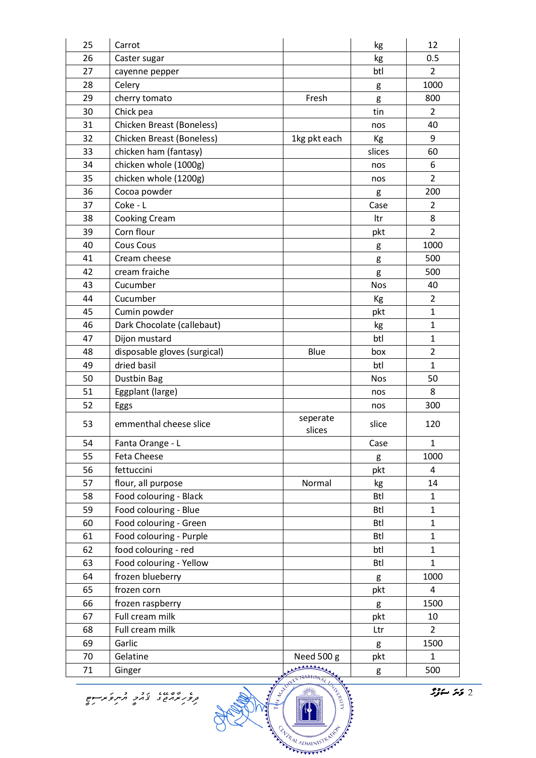| 25 | Carrot | | kg | 12 |
|---|---|---|---|---|
| 26 | Caster sugar | | kg | 0.5 |
| 27 | cayenne pepper | | btl | 2 |
| 28 | Celery | | g | 1000 |
| 29 | cherry tomato | Fresh | g | 800 |
| 30 | Chick pea | | tin | 2 |
| 31 | Chicken Breast (Boneless) | | nos | 40 |
| 32 | Chicken Breast (Boneless) | 1kg pkt each | Kg | 9 |
| 33 | chicken ham (fantasy) | | slices | 60 |
| 34 | chicken whole (1000g) | | nos | 6 |
| 35 | chicken whole (1200g) | | nos | 2 |
| 36 | Cocoa powder | | g | 200 |
| 37 | Coke - L | | Case | 2 |
| 38 | Cooking Cream | | ltr | 8 |
| 39 | Corn flour | | pkt | 2 |
| 40 | Cous Cous | | g | 1000 |
| 41 | Cream cheese | | g | 500 |
| 42 | cream fraiche | | g | 500 |
| 43 | Cucumber | | Nos | 40 |
| 44 | Cucumber | | Kg | 2 |
| 45 | Cumin powder | | pkt | 1 |
| 46 | Dark Chocolate (callebaut) | | kg | 1 |
| 47 | Dijon mustard | | btl | 1 |
| 48 | disposable gloves (surgical) | Blue | box | 2 |
| 49 | dried basil | | btl | 1 |
| 50 | Dustbin Bag | | Nos | 50 |
| 51 | Eggplant (large) | | nos | 8 |
| 52 | Eggs | | nos | 300 |
| 53 | emmenthal cheese slice | seperate slices | slice | 120 |
| 54 | Fanta Orange - L | | Case | 1 |
| 55 | Feta Cheese | | g | 1000 |
| 56 | fettuccini | | pkt | 4 |
| 57 | flour, all purpose | Normal | kg | 14 |
| 58 | Food colouring - Black | | Btl | 1 |
| 59 | Food colouring - Blue | | Btl | 1 |
| 60 | Food colouring - Green | | Btl | 1 |
| 61 | Food colouring - Purple | | Btl | 1 |
| 62 | food colouring - red | | btl | 1 |
| 63 | Food colouring - Yellow | | Btl | 1 |
| 64 | frozen blueberry | | g | 1000 |
| 65 | frozen corn | | pkt | 4 |
| 66 | frozen raspberry | | g | 1500 |
| 67 | Full cream milk | | pkt | 10 |
| 68 | Full cream milk | | Ltr | 2 |
| 69 | Garlic | | g | 1500 |
| 70 | Gelatine | Need 500 g | pkt | 1 |
| 71 | Ginger | | g | 500 |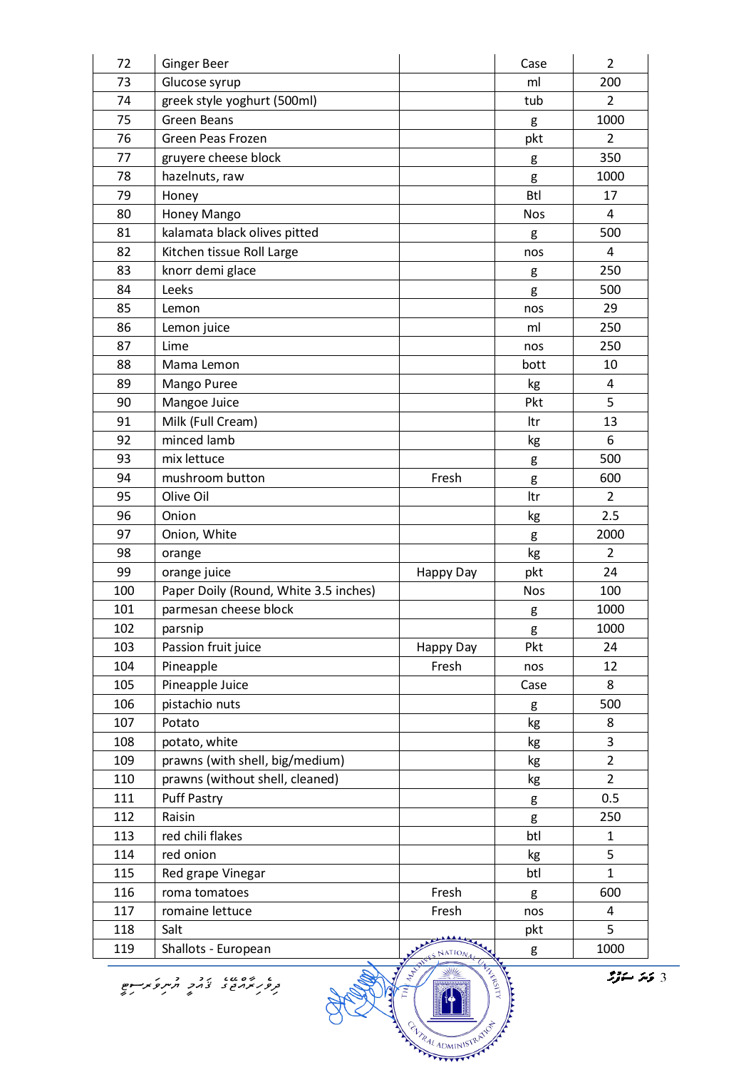| | | | | |
|---|---|---|---|---|
| 72 | Ginger Beer | | Case | 2 |
| 73 | Glucose syrup | | ml | 200 |
| 74 | greek style yoghurt (500ml) | | tub | 2 |
| 75 | Green Beans | | g | 1000 |
| 76 | Green Peas Frozen | | pkt | 2 |
| 77 | gruyere cheese block | | g | 350 |
| 78 | hazelnuts, raw | | g | 1000 |
| 79 | Honey | | Btl | 17 |
| 80 | Honey Mango | | Nos | 4 |
| 81 | kalamata black olives pitted | | g | 500 |
| 82 | Kitchen tissue Roll Large | | nos | 4 |
| 83 | knorr demi glace | | g | 250 |
| 84 | Leeks | | g | 500 |
| 85 | Lemon | | nos | 29 |
| 86 | Lemon juice | | ml | 250 |
| 87 | Lime | | nos | 250 |
| 88 | Mama Lemon | | bott | 10 |
| 89 | Mango Puree | | kg | 4 |
| 90 | Mangoe Juice | | Pkt | 5 |
| 91 | Milk (Full Cream) | | ltr | 13 |
| 92 | minced lamb | | kg | 6 |
| 93 | mix lettuce | | g | 500 |
| 94 | mushroom button | Fresh | g | 600 |
| 95 | Olive Oil | | ltr | 2 |
| 96 | Onion | | kg | 2.5 |
| 97 | Onion, White | | g | 2000 |
| 98 | orange | | kg | 2 |
| 99 | orange juice | Happy Day | pkt | 24 |
| 100 | Paper Doily (Round, White 3.5 inches) | | Nos | 100 |
| 101 | parmesan cheese block | | g | 1000 |
| 102 | parsnip | | g | 1000 |
| 103 | Passion fruit juice | Happy Day | Pkt | 24 |
| 104 | Pineapple | Fresh | nos | 12 |
| 105 | Pineapple Juice | | Case | 8 |
| 106 | pistachio nuts | | g | 500 |
| 107 | Potato | | kg | 8 |
| 108 | potato, white | | kg | 3 |
| 109 | prawns (with shell, big/medium) | | kg | 2 |
| 110 | prawns (without shell, cleaned) | | kg | 2 |
| 111 | Puff Pastry | | g | 0.5 |
| 112 | Raisin | | g | 250 |
| 113 | red chili flakes | | btl | 1 |
| 114 | red onion | | kg | 5 |
| 115 | Red grape Vinegar | | btl | 1 |
| 116 | roma tomatoes | Fresh | g | 600 |
| 117 | romaine lettuce | Fresh | nos | 4 |
| 118 | Salt | | pkt | 5 |
| 119 | Shallots - European | | g | 1000 |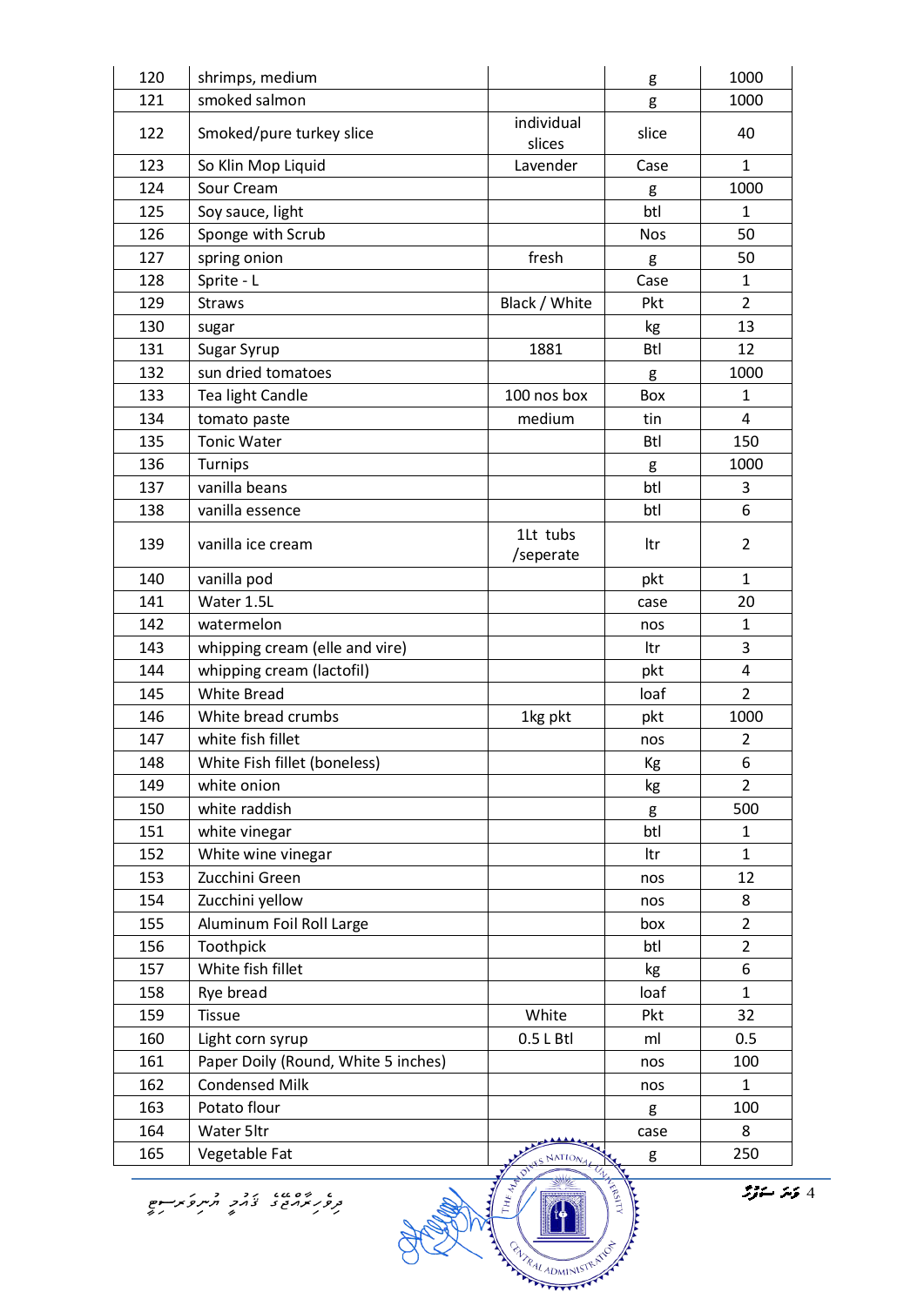| | | | | |
|---|---|---|---|---|
| 120 | shrimps, medium | | g | 1000 |
| 121 | smoked salmon | | g | 1000 |
| 122 | Smoked/pure turkey slice | individual slices | slice | 40 |
| 123 | So Klin Mop Liquid | Lavender | Case | 1 |
| 124 | Sour Cream | | g | 1000 |
| 125 | Soy sauce, light | | btl | 1 |
| 126 | Sponge with Scrub | | Nos | 50 |
| 127 | spring onion | fresh | g | 50 |
| 128 | Sprite - L | | Case | 1 |
| 129 | Straws | Black / White | Pkt | 2 |
| 130 | sugar | | kg | 13 |
| 131 | Sugar Syrup | 1881 | Btl | 12 |
| 132 | sun dried tomatoes | | g | 1000 |
| 133 | Tea light Candle | 100 nos box | Box | 1 |
| 134 | tomato paste | medium | tin | 4 |
| 135 | Tonic Water | | Btl | 150 |
| 136 | Turnips | | g | 1000 |
| 137 | vanilla beans | | btl | 3 |
| 138 | vanilla essence | | btl | 6 |
| 139 | vanilla ice cream | 1Lt tubs /seperate | ltr | 2 |
| 140 | vanilla pod | | pkt | 1 |
| 141 | Water 1.5L | | case | 20 |
| 142 | watermelon | | nos | 1 |
| 143 | whipping cream (elle and vire) | | ltr | 3 |
| 144 | whipping cream (lactofil) | | pkt | 4 |
| 145 | White Bread | | loaf | 2 |
| 146 | White bread crumbs | 1kg pkt | pkt | 1000 |
| 147 | white fish fillet | | nos | 2 |
| 148 | White Fish fillet (boneless) | | Kg | 6 |
| 149 | white onion | | kg | 2 |
| 150 | white raddish | | g | 500 |
| 151 | white vinegar | | btl | 1 |
| 152 | White wine vinegar | | ltr | 1 |
| 153 | Zucchini Green | | nos | 12 |
| 154 | Zucchini yellow | | nos | 8 |
| 155 | Aluminum Foil Roll Large | | box | 2 |
| 156 | Toothpick | | btl | 2 |
| 157 | White fish fillet | | kg | 6 |
| 158 | Rye bread | | loaf | 1 |
| 159 | Tissue | White | Pkt | 32 |
| 160 | Light corn syrup | 0.5 L Btl | ml | 0.5 |
| 161 | Paper Doily (Round, White 5 inches) | | nos | 100 |
| 162 | Condensed Milk | | nos | 1 |
| 163 | Potato flour | | g | 100 |
| 164 | Water 5ltr | | case | 8 |
| 165 | Vegetable Fat | | g | 250 |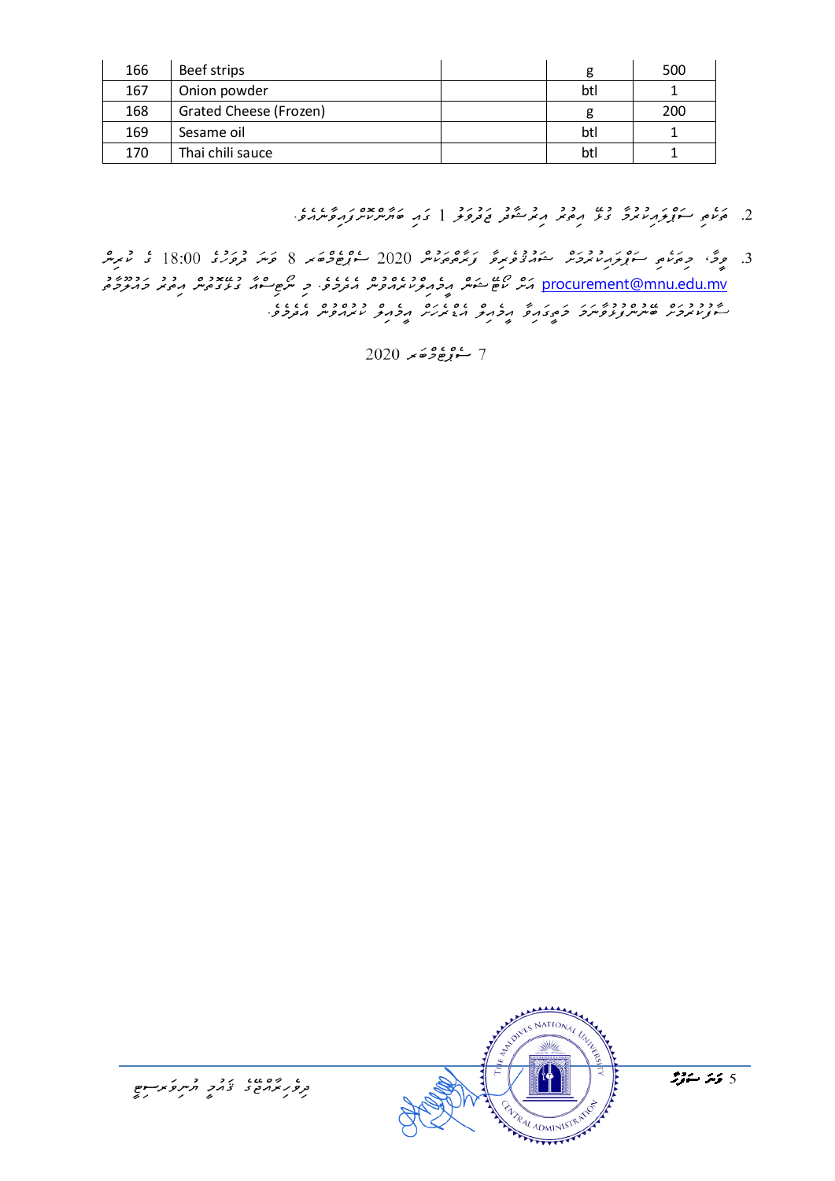| 166 | Beef strips | | g | 500 |
|---|---|---|---|---|
| 167 | Onion powder | | btl | 1 |
| 168 | Grated Cheese (Frozen) | | g | 200 |
| 169 | Sesame oil | | btl | 1 |
| 170 | Thai chili sauce | | btl | 1 |

2. ބަޖެޓް ސަބްމިޓްކުރުމާ ގުޅޭ އިތުރު އިރުޝާދު ޖަދުވަލު 1 ގައި ބަޔާންކޮށްފައިވާނެއެވެ.

3. ވީމާ، މިބަޖެޓް ސަބްމިޓްކުރުމަށް ޝައުޤުވެރިވާ ފަރާތްތަކުން 2020 ސެޕްޓެމްބަރ 8 ވަނަ ދުވަހުގެ 18:00 ގެ ކުރިން އަގު ކޯޓޭޝަން އީމެއިލްކުރެއްވުން އެދެމެވެ. މި ނޯޓިސްއާ ގުޅޭގޮތުން އިތުރު މަޢުލޫމާތު procurement@mnu.edu.mv ސާފުކުރުމަށް ބޭނުންފުޅުވާނަމަ މި އީމެއިލް އެޑްރެހަށް އީމެއިލް ކުރެއްވުން އެދެމެވެ.

7 ސެޕްޓެމްބަރ 2020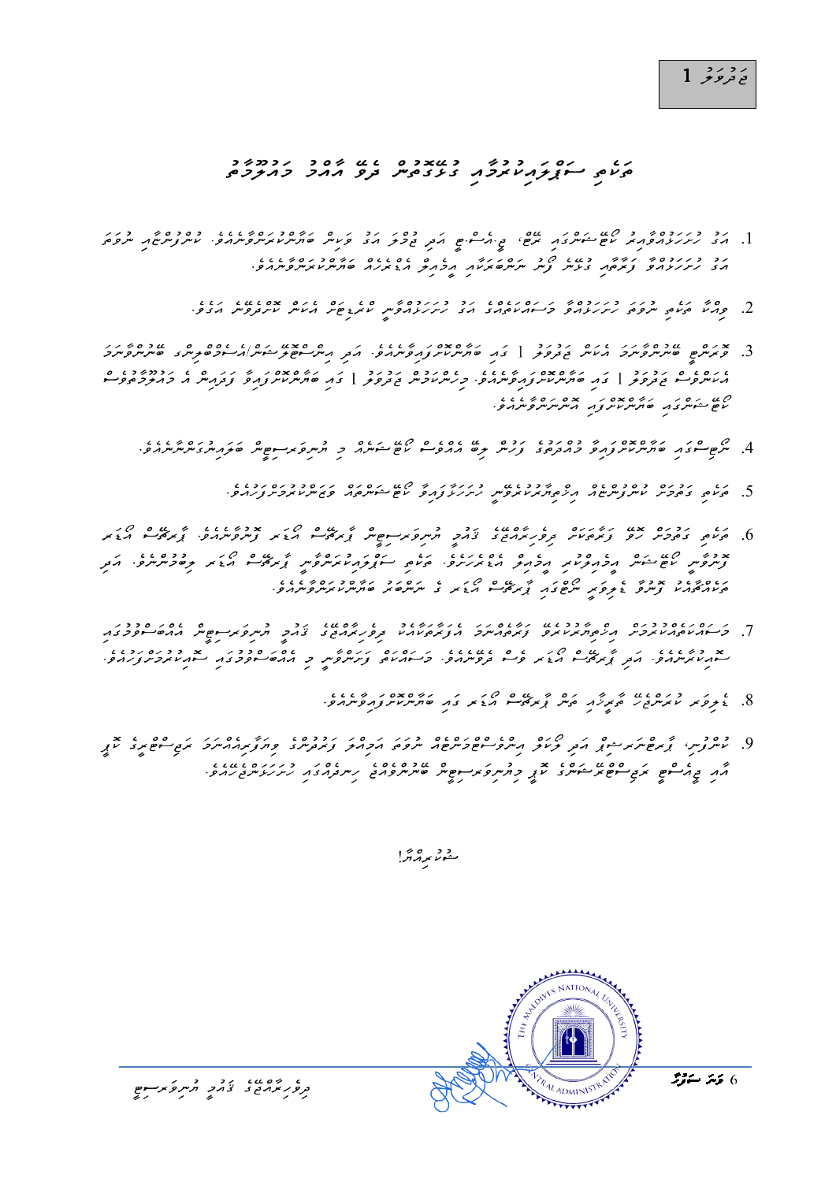**ޖަދުވަލު 1**

# ތަކެތި ސަލާމަތުކުރުމާއި ގުދަނުގެ ދިފާ އާއި ގުޅޭ ގަވާއިދު

1. އަގު ހުށަހަޅުއްވާއިރު ކޯޓޭޝަނުގައި ރޭޓް، ޖީ.އެސް.ޓީ އަދި ޖުމްލަ އަގު ވަކިން ބަޔާންކުރަންވާނެއެވެ. ކޮންމެ ކޯޓޭޝަނެއް ނުވަތަ އަގު ހުށަހަޅުއްވާ ފަރާތުގެ މުހުރު ޖަހާ ސޮއި ކުރެވިފައި އޮތުމާއެކު ބަޔާންކުރަންވާނެއެވެ.
2. ވިއްކާ ތަކެތި ނުވަތަ ހުށަހަޅުއްވާ ޚިދުމަތުގެ އަގު ހުށަހަޅުއްވާނީ ދިވެހި ރުފިޔާއިން ކަމަށް ވާންވާނެއެވެ.
3. ޑެލިވަރީ ބޭނުންވާނީ އެކަން ޖަދުވަލު 1 ގައި ބަޔާންކޮށްފައިވާ ގޮތަށެވެ. އަދި އިންސްޓޯލޭޝަން/އެސެމްބްލިންގް ބޭނުންވާނަމަ އެކަން ޖަދުވަލު 1 ގައި ބަޔާންކޮށްފައިވާނެއެވެ. މިހެންކަމުން ޖަދުވަލު 1 ގައި ބަޔާންކޮށްފައިވާ ފަދައިން އެ މައުލޫމާތުތައް ކޯޓޭޝަނުގައި ބަޔާންކޮށްފައި އޮންނަންވާނެއެވެ.
4. ނޯޓިސްގައި ބަޔާންކޮށްފައިވާ މުއްދަތުގެ ފަހުން ލިބޭ އެއްވެސް ކޯޓޭޝަނެއް މި އިދާރާއަށް ބަލައިނުގަނެވޭނެއެވެ.
5. ތަކެތި ގަތުމަށް ކޮންފާމްކުރެވުމުން އިންވޮއިސްކުރެވޭނީ ހުށަހަޅާފައިވާ ކޯޓޭޝަނުގައިވާ އަގަށް ބަލައިގެންނެވެ.
6. ތަކެތި ގަތުމަށް ކަމާ ގުޅޭ ފަރާތަކަށް ދިވެހިރާއްޖޭގެ ޤައުމީ ޔުނިވަރސިޓީން ޕާރޗޭސް އޯޑަރ ދޫކުރެވޭނެއެވެ. ޕާރޗޭސް އޯޑަރ ދޫކުރާނީ ކޯޓޭޝަން އިވެލުއޭޓް ކުރުމަށްފަހުއެވެ. ތަކެތި ސަޕްލައިކުރާއިރު ޕާރޗޭސް އޯޑަރ ހިމަނަންވާނެއެވެ. އަދި ތަކެއްޗާއެކު ޑެލިވަރީ ނޯޓުގައި ޕާރޗޭސް އޯޑަރ ގެ ނަންބަރު ބަޔާންކުރަންވާނެއެވެ.
7. މަސައްކަތުކުރުމުގައި އިދާރީ ޤަވާއިދާއި ގަވާއިދުތަކާ ޚިލާފަށް ދިވެހިރާއްޖޭގެ ޤައުމީ ޔުނިވަރސިޓީން އެއްބަސްވުމުގައި ސޮއިކުރަންޖެހޭނެއެވެ. އަދި ޕާރޗޭސް އޯޑަރ ދޫކުރުމަށްފަހު މަސައްކަތް ފެށުމުގެ ކުރިން އެއްބަސްވުމުގައި ސޮއިކުރަންވާނެއެވެ.
8. ޑެލިވަރީ ކުރަންޖެހޭ ތާރީޚާއި ވަގުތު ޕާރޗޭސް އޯޑަރ ގައި ބަޔާންކޮށްފައިވާނެއެވެ.
9. ކޯޓޭޝަން، ޕާރޗޭސް ނަންބަރު އަދި ފޯނު އިންވޮއިސްތަކާއި ނުވަތަ އަދިވެސް ފައިސާ ދެއްކުމާ ގުޅޭ ލިޔެކިޔުންތައް ބޭނުންވެއްޖެނަމަ ދިވެހިރާއްޖޭގެ ޤައުމީ ޔުނިވަރސިޓީގެ ޙިސާބުގައި ހުށަހަޅަންވާނެއެވެ.

ޝުކުރިއްޔާ!